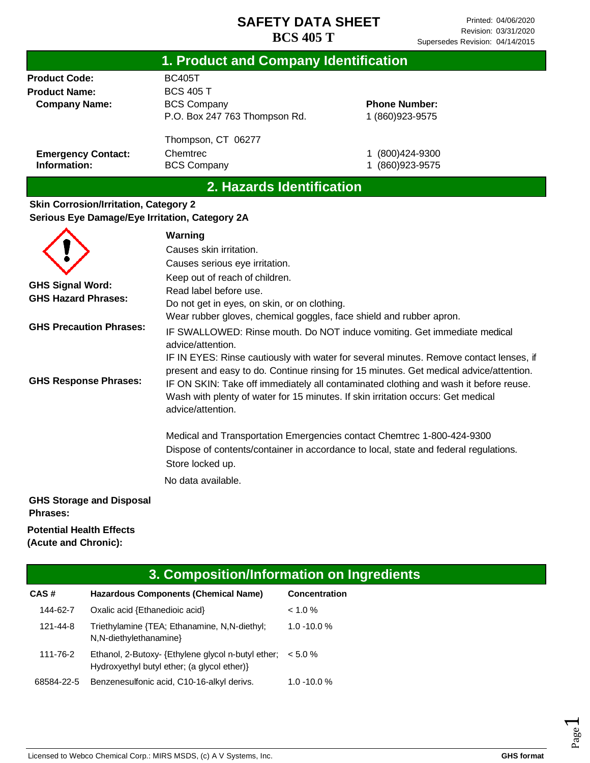# SAFETY DATA SHEET
## BCS 405 T

Printed: 04/06/2020
Revision: 03/31/2020
Supersedes Revision: 04/14/2015

## 1. Product and Company Identification

| | | |
|---|---|---|
| **Product Code:** | BC405T | |
| **Product Name:** | BCS 405 T | |
| **Company Name:** | BCS Company<br>P.O. Box 247 763 Thompson Rd.<br><br>Thompson, CT 06277 | **Phone Number:**<br>1 (860)923-9575 |
| **Emergency Contact:** | Chemtrec | 1 (800)424-9300 |
| **Information:** | BCS Company | 1 (860)923-9575 |

## 2. Hazards Identification

**Skin Corrosion/Irritation, Category 2**
**Serious Eye Damage/Eye Irritation, Category 2A**

**GHS Signal Word:** Warning

**GHS Hazard Phrases:**
Causes skin irritation.
Causes serious eye irritation.

**GHS Precaution Phrases:**
Keep out of reach of children.
Read label before use.
Do not get in eyes, on skin, or on clothing.
Wear rubber gloves, chemical goggles, face shield and rubber apron.

**GHS Response Phrases:**
IF SWALLOWED: Rinse mouth. Do NOT induce vomiting. Get immediate medical advice/attention.
IF IN EYES: Rinse cautiously with water for several minutes. Remove contact lenses, if present and easy to do. Continue rinsing for 15 minutes. Get medical advice/attention.
IF ON SKIN: Take off immediately all contaminated clothing and wash it before reuse. Wash with plenty of water for 15 minutes. If skin irritation occurs: Get medical advice/attention.

Medical and Transportation Emergencies contact Chemtrec 1-800-424-9300

**GHS Storage and Disposal Phrases:**
Dispose of contents/container in accordance to local, state and federal regulations.
Store locked up.

**Potential Health Effects (Acute and Chronic):**
No data available.

## 3. Composition/Information on Ingredients

| CAS # | Hazardous Components (Chemical Name) | Concentration |
|---|---|---|
| 144-62-7 | Oxalic acid {Ethanedioic acid} | < 1.0 % |
| 121-44-8 | Triethylamine {TEA; Ethanamine, N,N-diethyl; N,N-diethylethanamine} | 1.0 -10.0 % |
| 111-76-2 | Ethanol, 2-Butoxy- {Ethylene glycol n-butyl ether; Hydroxyethyl butyl ether; (a glycol ether)} | < 5.0 % |
| 68584-22-5 | Benzenesulfonic acid, C10-16-alkyl derivs. | 1.0 -10.0 % |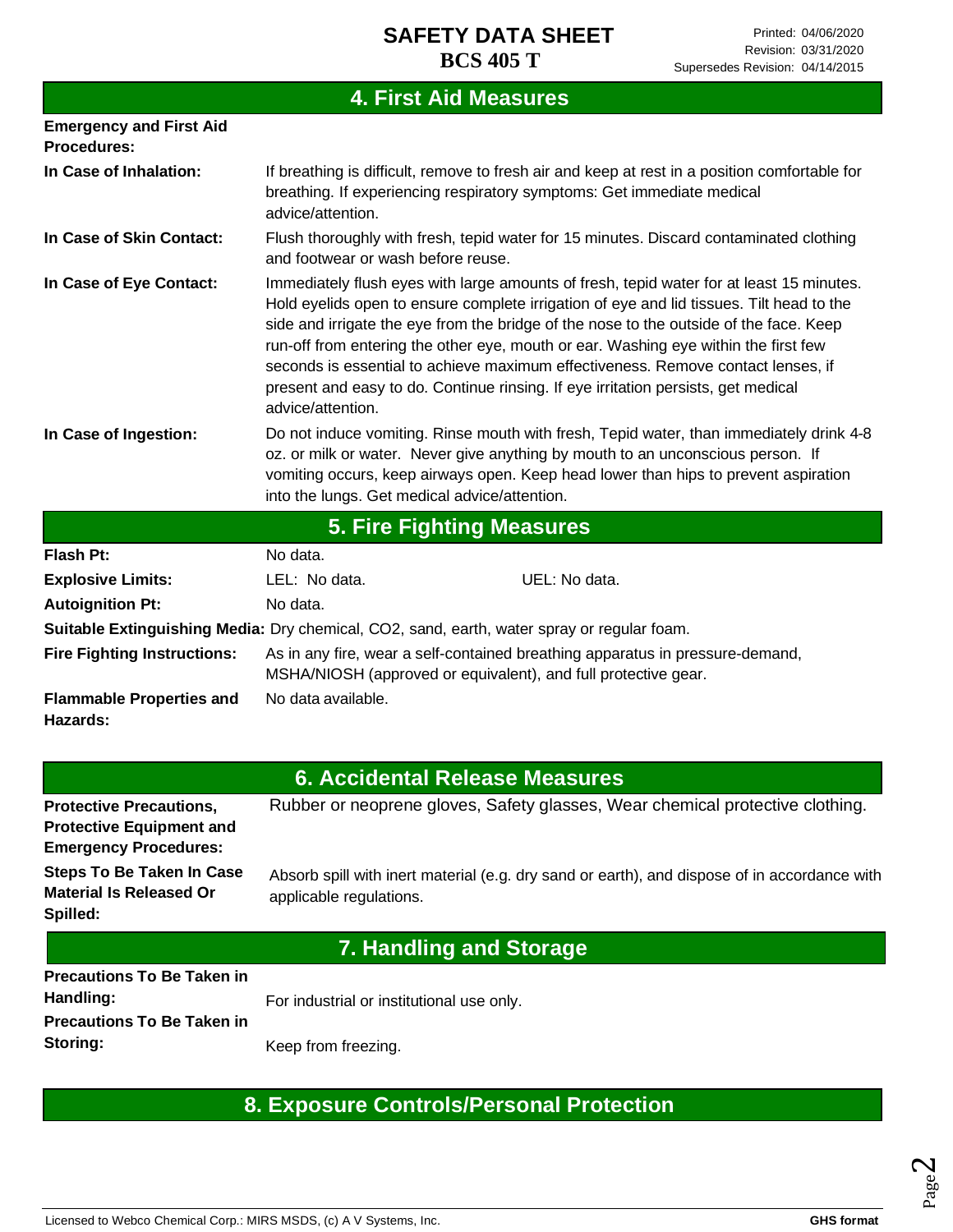## 4. First Aid Measures

**Emergency and First Aid Procedures:**

**In Case of Inhalation:** If breathing is difficult, remove to fresh air and keep at rest in a position comfortable for breathing. If experiencing respiratory symptoms: Get immediate medical advice/attention.

**In Case of Skin Contact:** Flush thoroughly with fresh, tepid water for 15 minutes. Discard contaminated clothing and footwear or wash before reuse.

**In Case of Eye Contact:** Immediately flush eyes with large amounts of fresh, tepid water for at least 15 minutes. Hold eyelids open to ensure complete irrigation of eye and lid tissues. Tilt head to the side and irrigate the eye from the bridge of the nose to the outside of the face. Keep run-off from entering the other eye, mouth or ear. Washing eye within the first few seconds is essential to achieve maximum effectiveness. Remove contact lenses, if present and easy to do. Continue rinsing. If eye irritation persists, get medical advice/attention.

**In Case of Ingestion:** Do not induce vomiting. Rinse mouth with fresh, Tepid water, than immediately drink 4-8 oz. or milk or water. Never give anything by mouth to an unconscious person. If vomiting occurs, keep airways open. Keep head lower than hips to prevent aspiration into the lungs. Get medical advice/attention.

## 5. Fire Fighting Measures

**Flash Pt:** No data.

**Explosive Limits:** LEL: No data. UEL: No data.

**Autoignition Pt:** No data.

**Suitable Extinguishing Media:** Dry chemical, CO2, sand, earth, water spray or regular foam.

**Fire Fighting Instructions:** As in any fire, wear a self-contained breathing apparatus in pressure-demand, MSHA/NIOSH (approved or equivalent), and full protective gear.

**Flammable Properties and Hazards:** No data available.

## 6. Accidental Release Measures

**Protective Precautions, Protective Equipment and Emergency Procedures:** Rubber or neoprene gloves, Safety glasses, Wear chemical protective clothing.

**Steps To Be Taken In Case Material Is Released Or Spilled:** Absorb spill with inert material (e.g. dry sand or earth), and dispose of in accordance with applicable regulations.

## 7. Handling and Storage

**Precautions To Be Taken in Handling:** For industrial or institutional use only.

**Precautions To Be Taken in Storing:** Keep from freezing.

## 8. Exposure Controls/Personal Protection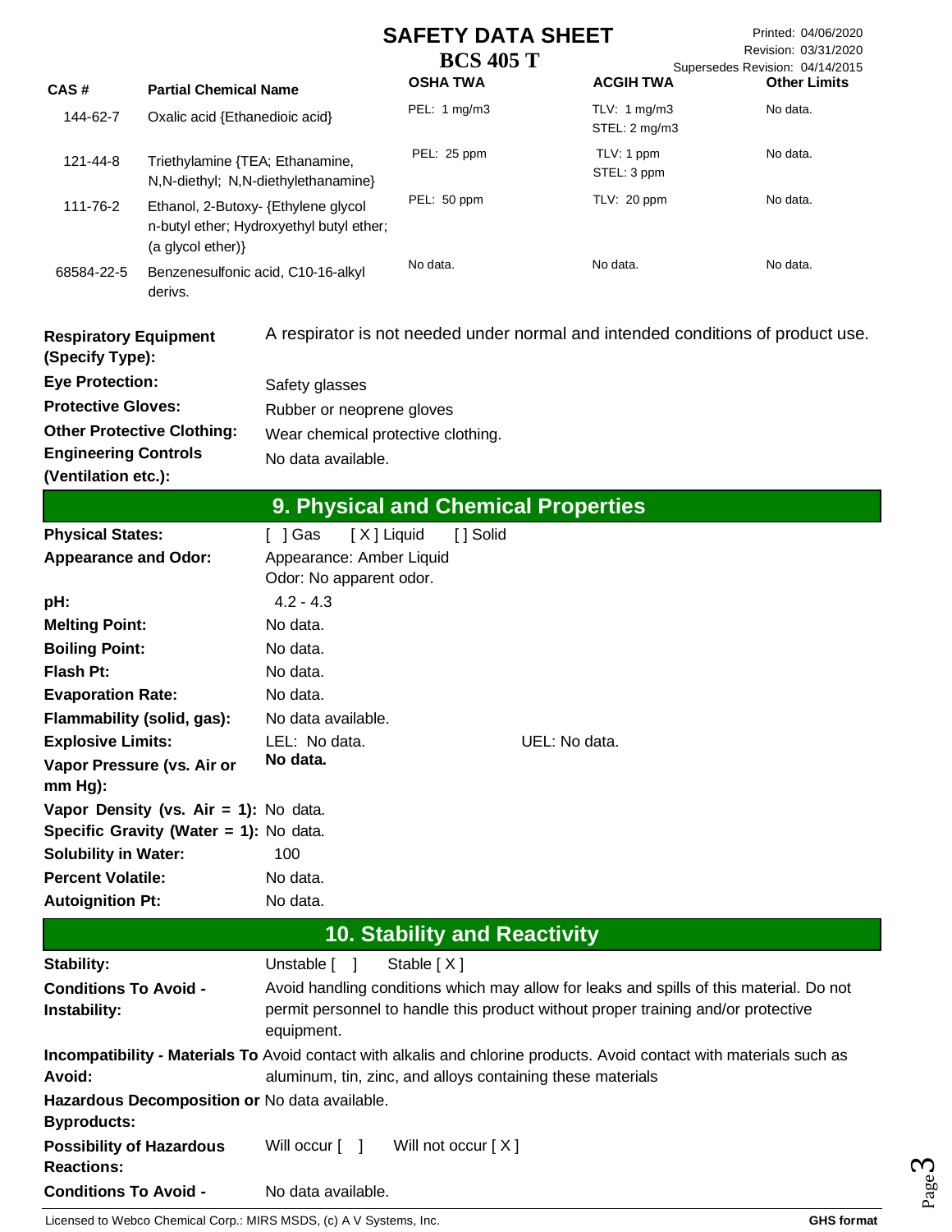| CAS # | Partial Chemical Name | OSHA TWA | ACGIH TWA | Other Limits |
| --- | --- | --- | --- | --- |
| 144-62-7 | Oxalic acid {Ethanedioic acid} | PEL: 1 mg/m3 | TLV: 1 mg/m3<br>STEL: 2 mg/m3 | No data. |
| 121-44-8 | Triethylamine {TEA; Ethanamine, N,N-diethyl; N,N-diethylethanamine} | PEL: 25 ppm | TLV: 1 ppm<br>STEL: 3 ppm | No data. |
| 111-76-2 | Ethanol, 2-Butoxy- {Ethylene glycol n-butyl ether; Hydroxyethyl butyl ether; (a glycol ether)} | PEL: 50 ppm | TLV: 20 ppm | No data. |
| 68584-22-5 | Benzenesulfonic acid, C10-16-alkyl derivs. | No data. | No data. | No data. |

**Respiratory Equipment (Specify Type):** A respirator is not needed under normal and intended conditions of product use.

**Eye Protection:** Safety glasses

**Protective Gloves:** Rubber or neoprene gloves

**Other Protective Clothing:** Wear chemical protective clothing.

**Engineering Controls (Ventilation etc.):** No data available.

## 9. Physical and Chemical Properties

**Physical States:** [ ] Gas [ X ] Liquid [ ] Solid

**Appearance and Odor:** Appearance: Amber Liquid
Odor: No apparent odor.

**pH:** 4.2 - 4.3

**Melting Point:** No data.

**Boiling Point:** No data.

**Flash Pt:** No data.

**Evaporation Rate:** No data.

**Flammability (solid, gas):** No data available.

**Explosive Limits:** LEL: No data. UEL: No data.

**Vapor Pressure (vs. Air or mm Hg):** **No data.**

**Vapor Density (vs. Air = 1):** No data.

**Specific Gravity (Water = 1):** No data.

**Solubility in Water:** 100

**Percent Volatile:** No data.

**Autoignition Pt:** No data.

## 10. Stability and Reactivity

**Stability:** Unstable [ ] Stable [ X ]

**Conditions To Avoid - Instability:** Avoid handling conditions which may allow for leaks and spills of this material. Do not permit personnel to handle this product without proper training and/or protective equipment.

**Incompatibility - Materials To Avoid:** Avoid contact with alkalis and chlorine products. Avoid contact with materials such as aluminum, tin, zinc, and alloys containing these materials

**Hazardous Decomposition or Byproducts:** No data available.

**Possibility of Hazardous Reactions:** Will occur [ ] Will not occur [ X ]

**Conditions To Avoid -** No data available.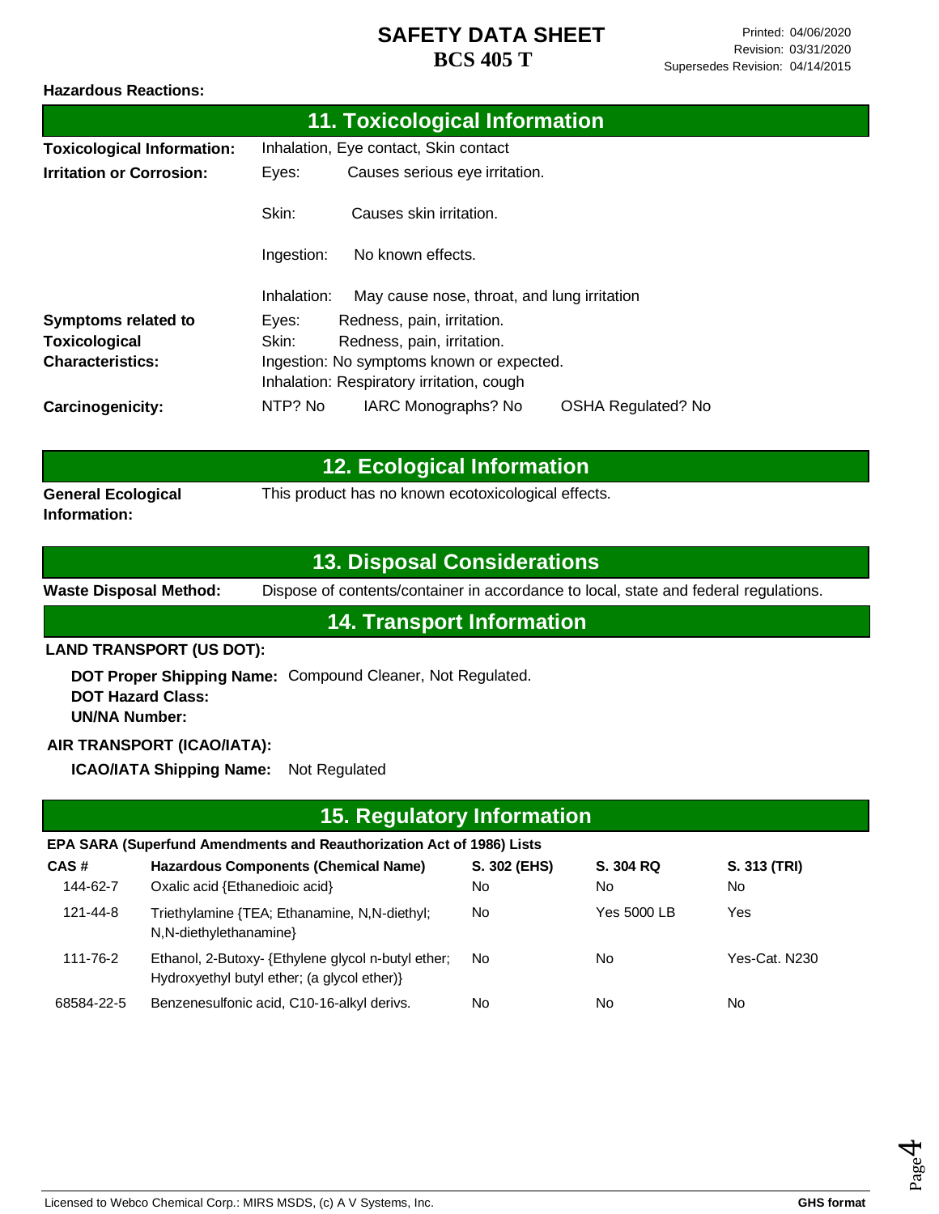**Hazardous Reactions:**

## 11. Toxicological Information

**Toxicological Information:** Inhalation, Eye contact, Skin contact

**Irritation or Corrosion:**

- Eyes: Causes serious eye irritation.
- Skin: Causes skin irritation.
- Ingestion: No known effects.
- Inhalation: May cause nose, throat, and lung irritation

**Symptoms related to Toxicological Characteristics:**

- Eyes: Redness, pain, irritation.
- Skin: Redness, pain, irritation.
- Ingestion: No symptoms known or expected.
- Inhalation: Respiratory irritation, cough

**Carcinogenicity:** NTP? No IARC Monographs? No OSHA Regulated? No

## 12. Ecological Information

**General Ecological Information:** This product has no known ecotoxicological effects.

## 13. Disposal Considerations

**Waste Disposal Method:** Dispose of contents/container in accordance to local, state and federal regulations.

## 14. Transport Information

**LAND TRANSPORT (US DOT):**

**DOT Proper Shipping Name:** Compound Cleaner, Not Regulated.
**DOT Hazard Class:**
**UN/NA Number:**

**AIR TRANSPORT (ICAO/IATA):**

**ICAO/IATA Shipping Name:** Not Regulated

## 15. Regulatory Information

**EPA SARA (Superfund Amendments and Reauthorization Act of 1986) Lists**

| CAS # | Hazardous Components (Chemical Name) | S. 302 (EHS) | S. 304 RQ | S. 313 (TRI) |
|---|---|---|---|---|
| 144-62-7 | Oxalic acid {Ethanedioic acid} | No | No | No |
| 121-44-8 | Triethylamine {TEA; Ethanamine, N,N-diethyl; N,N-diethylethanamine} | No | Yes 5000 LB | Yes |
| 111-76-2 | Ethanol, 2-Butoxy- {Ethylene glycol n-butyl ether; Hydroxyethyl butyl ether; (a glycol ether)} | No | No | Yes-Cat. N230 |
| 68584-22-5 | Benzenesulfonic acid, C10-16-alkyl derivs. | No | No | No |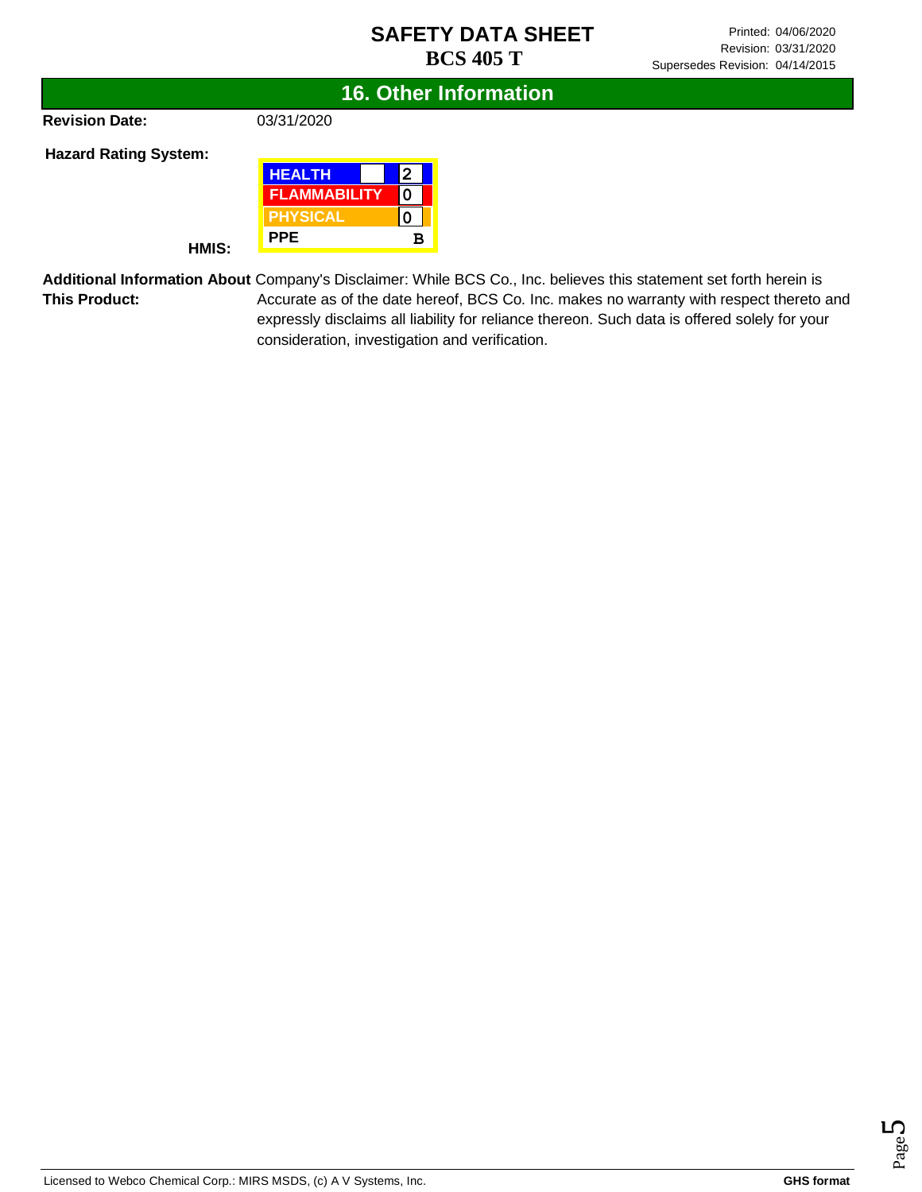## 16. Other Information

**Revision Date:** 03/31/2020

**Hazard Rating System:**

**HMIS:**

| | |
|---|---|
| HEALTH | 2 |
| FLAMMABILITY | 0 |
| PHYSICAL | 0 |
| PPE | B |

**Additional Information About This Product:** Company's Disclaimer: While BCS Co., Inc. believes this statement set forth herein is Accurate as of the date hereof, BCS Co. Inc. makes no warranty with respect thereto and expressly disclaims all liability for reliance thereon. Such data is offered solely for your consideration, investigation and verification.